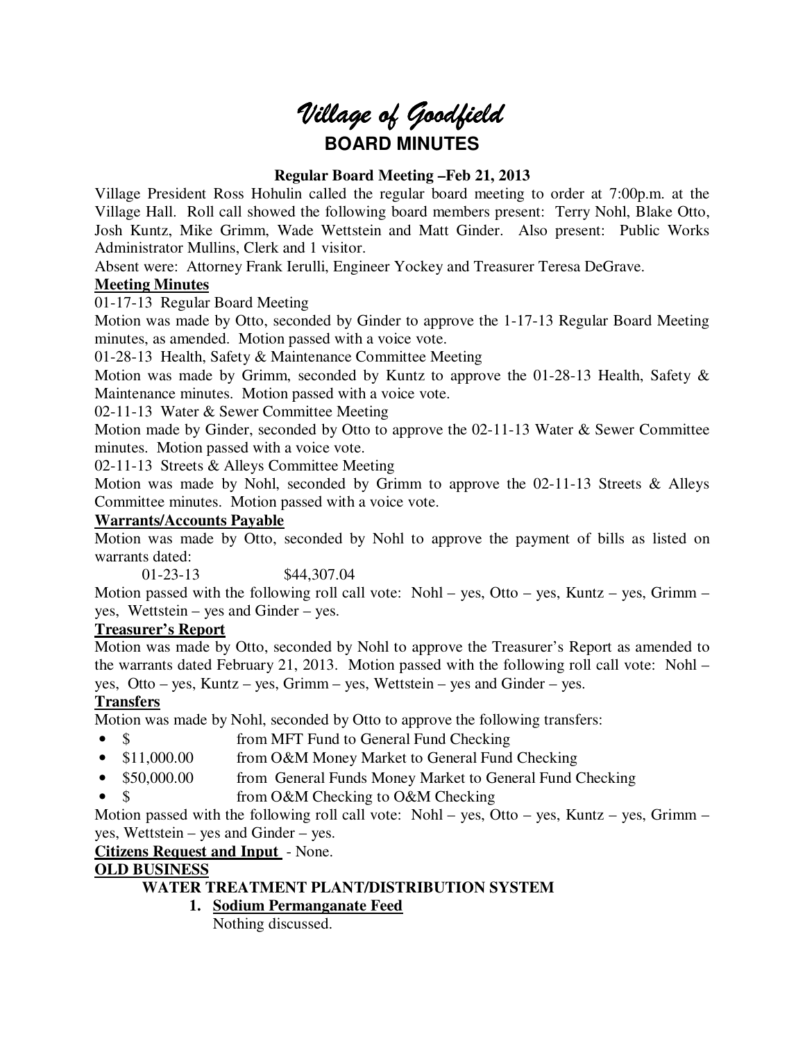# *Village of Goodfield*

## BOARD MINUTES

### Regular Board Meeting –Feb 21, 2013

Village President Ross Hohulin called the regular board meeting to order at 7:00p.m. at the Village Hall. Roll call showed the following board members present: Terry Nohl, Blake Otto, Josh Kuntz, Mike Grimm, Wade Wettstein and Matt Ginder. Also present: Public Works Administrator Mullins, Clerk and 1 visitor.

Absent were: Attorney Frank Ierulli, Engineer Yockey and Treasurer Teresa DeGrave.

**Meeting Minutes**

01-17-13 Regular Board Meeting

Motion was made by Otto, seconded by Ginder to approve the 1-17-13 Regular Board Meeting minutes, as amended. Motion passed with a voice vote.

01-28-13 Health, Safety & Maintenance Committee Meeting

Motion was made by Grimm, seconded by Kuntz to approve the 01-28-13 Health, Safety & Maintenance minutes. Motion passed with a voice vote.

02-11-13 Water & Sewer Committee Meeting

Motion made by Ginder, seconded by Otto to approve the 02-11-13 Water & Sewer Committee minutes. Motion passed with a voice vote.

02-11-13 Streets & Alleys Committee Meeting

Motion was made by Nohl, seconded by Grimm to approve the 02-11-13 Streets & Alleys Committee minutes. Motion passed with a voice vote.

**Warrants/Accounts Payable**

Motion was made by Otto, seconded by Nohl to approve the payment of bills as listed on warrants dated:

01-23-13 $44,307.04

Motion passed with the following roll call vote: Nohl – yes, Otto – yes, Kuntz – yes, Grimm – yes, Wettstein – yes and Ginder – yes.

**Treasurer's Report**

Motion was made by Otto, seconded by Nohl to approve the Treasurer's Report as amended to the warrants dated February 21, 2013. Motion passed with the following roll call vote: Nohl – yes, Otto – yes, Kuntz – yes, Grimm – yes, Wettstein – yes and Ginder – yes.

**Transfers**

Motion was made by Nohl, seconded by Otto to approve the following transfers:

- $ from MFT Fund to General Fund Checking
- $11,000.00 from O&M Money Market to General Fund Checking
- $50,000.00 from General Funds Money Market to General Fund Checking
- $ from O&M Checking to O&M Checking

Motion passed with the following roll call vote: Nohl – yes, Otto – yes, Kuntz – yes, Grimm – yes, Wettstein – yes and Ginder – yes.

**Citizens Request and Input** - None.

**OLD BUSINESS**

**WATER TREATMENT PLANT/DISTRIBUTION SYSTEM**

1. **Sodium Permanganate Feed**

   Nothing discussed.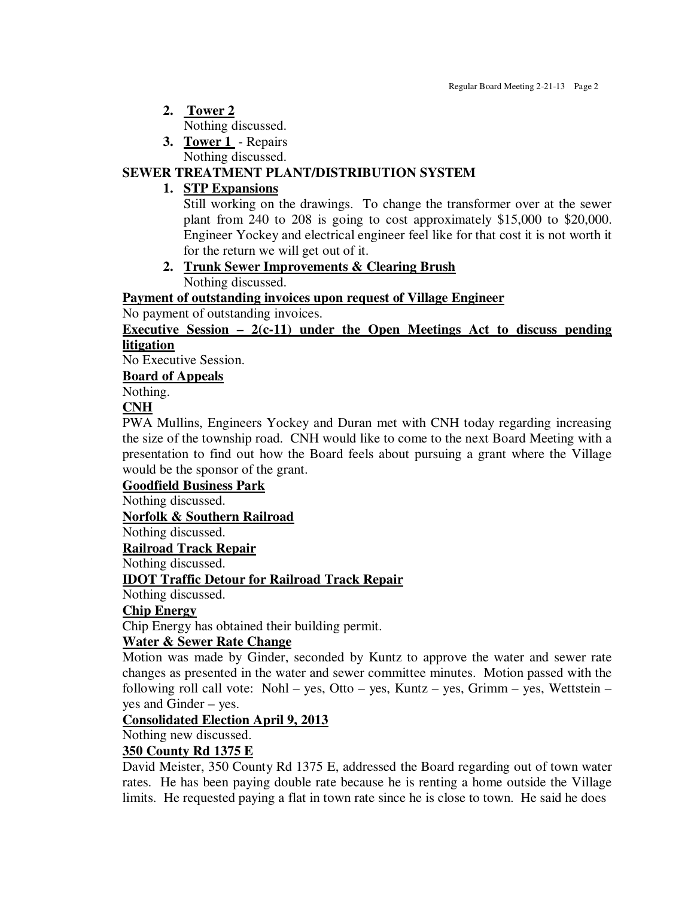2. **Tower 2**
   Nothing discussed.
3. **Tower 1** - Repairs
   Nothing discussed.

**SEWER TREATMENT PLANT/DISTRIBUTION SYSTEM**

1. **STP Expansions**
   Still working on the drawings. To change the transformer over at the sewer plant from 240 to 208 is going to cost approximately $15,000 to $20,000. Engineer Yockey and electrical engineer feel like for that cost it is not worth it for the return we will get out of it.
2. **Trunk Sewer Improvements & Clearing Brush**
   Nothing discussed.

**Payment of outstanding invoices upon request of Village Engineer**

No payment of outstanding invoices.

**Executive Session – 2(c-11) under the Open Meetings Act to discuss pending litigation**

No Executive Session.

**Board of Appeals**

Nothing.

**CNH**

PWA Mullins, Engineers Yockey and Duran met with CNH today regarding increasing the size of the township road. CNH would like to come to the next Board Meeting with a presentation to find out how the Board feels about pursuing a grant where the Village would be the sponsor of the grant.

**Goodfield Business Park**

Nothing discussed.

**Norfolk & Southern Railroad**

Nothing discussed.

**Railroad Track Repair**

Nothing discussed.

**IDOT Traffic Detour for Railroad Track Repair**

Nothing discussed.

**Chip Energy**

Chip Energy has obtained their building permit.

**Water & Sewer Rate Change**

Motion was made by Ginder, seconded by Kuntz to approve the water and sewer rate changes as presented in the water and sewer committee minutes. Motion passed with the following roll call vote: Nohl – yes, Otto – yes, Kuntz – yes, Grimm – yes, Wettstein – yes and Ginder – yes.

**Consolidated Election April 9, 2013**

Nothing new discussed.

**350 County Rd 1375 E**

David Meister, 350 County Rd 1375 E, addressed the Board regarding out of town water rates. He has been paying double rate because he is renting a home outside the Village limits. He requested paying a flat in town rate since he is close to town. He said he does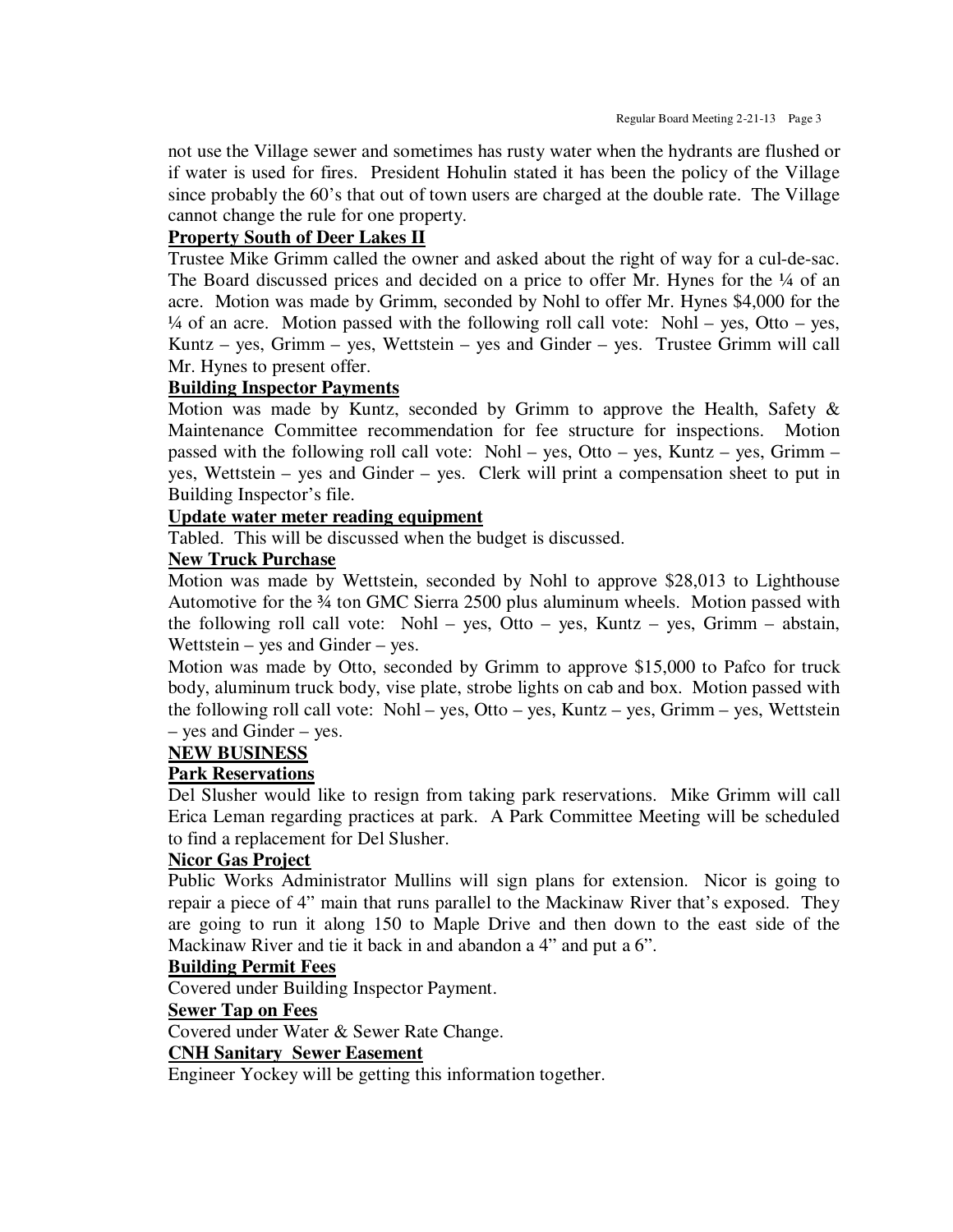not use the Village sewer and sometimes has rusty water when the hydrants are flushed or if water is used for fires. President Hohulin stated it has been the policy of the Village since probably the 60's that out of town users are charged at the double rate. The Village cannot change the rule for one property.

**Property South of Deer Lakes II**

Trustee Mike Grimm called the owner and asked about the right of way for a cul-de-sac. The Board discussed prices and decided on a price to offer Mr. Hynes for the ¼ of an acre. Motion was made by Grimm, seconded by Nohl to offer Mr. Hynes $4,000 for the ¼ of an acre. Motion passed with the following roll call vote: Nohl – yes, Otto – yes, Kuntz – yes, Grimm – yes, Wettstein – yes and Ginder – yes. Trustee Grimm will call Mr. Hynes to present offer.

**Building Inspector Payments**

Motion was made by Kuntz, seconded by Grimm to approve the Health, Safety & Maintenance Committee recommendation for fee structure for inspections. Motion passed with the following roll call vote: Nohl – yes, Otto – yes, Kuntz – yes, Grimm – yes, Wettstein – yes and Ginder – yes. Clerk will print a compensation sheet to put in Building Inspector's file.

**Update water meter reading equipment**

Tabled. This will be discussed when the budget is discussed.

**New Truck Purchase**

Motion was made by Wettstein, seconded by Nohl to approve $28,013 to Lighthouse Automotive for the ¾ ton GMC Sierra 2500 plus aluminum wheels. Motion passed with the following roll call vote: Nohl – yes, Otto – yes, Kuntz – yes, Grimm – abstain, Wettstein – yes and Ginder – yes.

Motion was made by Otto, seconded by Grimm to approve $15,000 to Pafco for truck body, aluminum truck body, vise plate, strobe lights on cab and box. Motion passed with the following roll call vote: Nohl – yes, Otto – yes, Kuntz – yes, Grimm – yes, Wettstein – yes and Ginder – yes.

**NEW BUSINESS**

**Park Reservations**

Del Slusher would like to resign from taking park reservations. Mike Grimm will call Erica Leman regarding practices at park. A Park Committee Meeting will be scheduled to find a replacement for Del Slusher.

**Nicor Gas Project**

Public Works Administrator Mullins will sign plans for extension. Nicor is going to repair a piece of 4" main that runs parallel to the Mackinaw River that's exposed. They are going to run it along 150 to Maple Drive and then down to the east side of the Mackinaw River and tie it back in and abandon a 4" and put a 6".

**Building Permit Fees**

Covered under Building Inspector Payment.

**Sewer Tap on Fees**

Covered under Water & Sewer Rate Change.

**CNH Sanitary Sewer Easement**

Engineer Yockey will be getting this information together.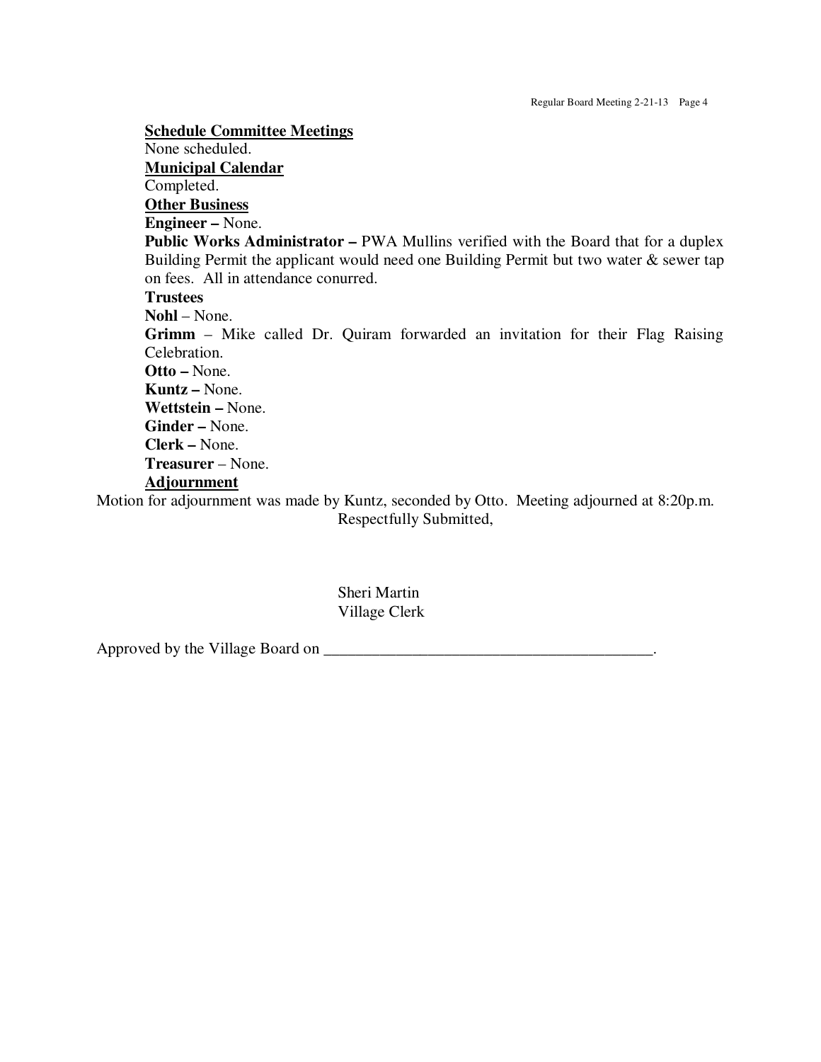**Schedule Committee Meetings**

None scheduled.

**Municipal Calendar**

Completed.

**Other Business**

**Engineer –** None.

**Public Works Administrator –** PWA Mullins verified with the Board that for a duplex Building Permit the applicant would need one Building Permit but two water & sewer tap on fees. All in attendance conurred.

**Trustees**

**Nohl** – None.

**Grimm** – Mike called Dr. Quiram forwarded an invitation for their Flag Raising Celebration.

**Otto –** None.

**Kuntz –** None.

**Wettstein –** None.

**Ginder –** None.

**Clerk –** None.

**Treasurer** – None.

**Adjournment**

Motion for adjournment was made by Kuntz, seconded by Otto. Meeting adjourned at 8:20p.m.

Respectfully Submitted,

Sheri Martin
Village Clerk

Approved by the Village Board on ___________________________________________.